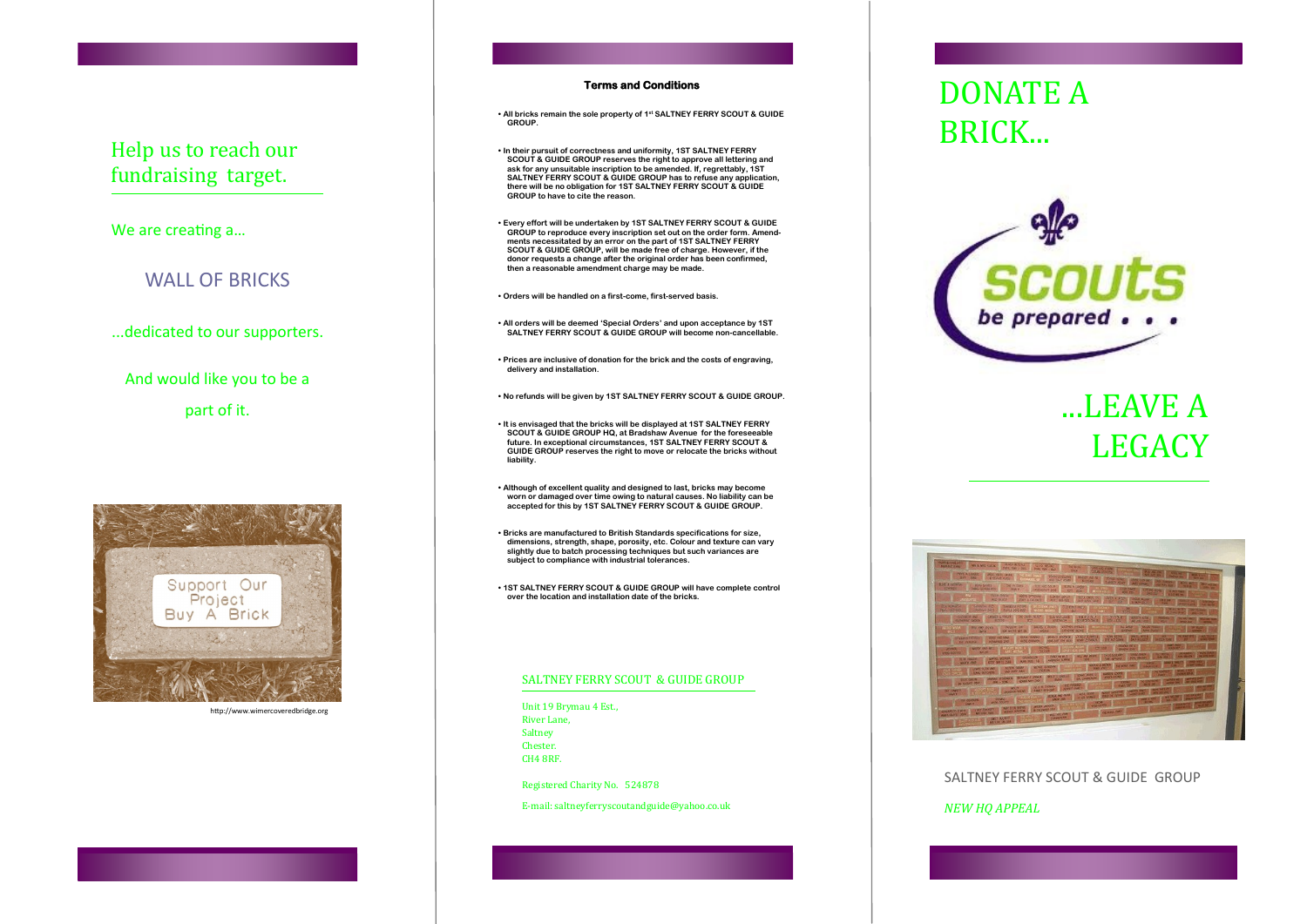Help us to reach our fundraising target.

We are creating a…

WALL OF BRICKS

…dedicated to our supporters.

And would like you to be a part of it.

http://www.wimercoveredbridge.org

### Terms and Conditions

- All bricks remain the sole property of 1st SALTNEY FERRY SCOUT & GUIDE GROUP.
- In their pursuit of correctness and uniformity, 1ST SALTNEY FERRY SCOUT & GUIDE GROUP reserves the right to approve all lettering and ask for any unsuitable inscription to be amended. If, regrettably, 1ST SALTNEY FERRY SCOUT & GUIDE GROUP has to refuse any application, there will be no obligation for 1ST SALTNEY FERRY SCOUT & GUIDE GROUP to have to cite the reason.
- Every effort will be undertaken by 1ST SALTNEY FERRY SCOUT & GUIDE GROUP to reproduce every inscription set out on the order form. Amendments necessitated by an error on the part of 1ST SALTNEY FERRY SCOUT & GUIDE GROUP, will be made free of charge. However, if the donor requests a change after the original order has been confirmed, then a reasonable amendment charge may be made.
- Orders will be handled on a first-come, first-served basis.
- All orders will be deemed 'Special Orders' and upon acceptance by 1ST SALTNEY FERRY SCOUT & GUIDE GROUP will become non-cancellable.
- Prices are inclusive of donation for the brick and the costs of engraving, delivery and installation.
- No refunds will be given by 1ST SALTNEY FERRY SCOUT & GUIDE GROUP.
- It is envisaged that the bricks will be displayed at 1ST SALTNEY FERRY SCOUT & GUIDE GROUP HQ, at Bradshaw Avenue for the foreseeable future. In exceptional circumstances, 1ST SALTNEY FERRY SCOUT & GUIDE GROUP reserves the right to move or relocate the bricks without liability.
- Although of excellent quality and designed to last, bricks may become worn or damaged over time owing to natural causes. No liability can be accepted for this by 1ST SALTNEY FERRY SCOUT & GUIDE GROUP.
- Bricks are manufactured to British Standards specifications for size, dimensions, strength, shape, porosity, etc. Colour and texture can vary slightly due to batch processing techniques but such variances are subject to compliance with industrial tolerances.
- 1ST SALTNEY FERRY SCOUT & GUIDE GROUP will have complete control over the location and installation date of the bricks.

SALTNEY FERRY SCOUT & GUIDE GROUP

Unit 19 Brymau 4 Est.,
River Lane,
Saltney
Chester.
CH4 8RF.

Registered Charity No. 524878

E-mail: saltneyferryscoutandguide@yahoo.co.uk

# DONATE A BRICK…

scouts
be prepared . . .

# …LEAVE A LEGACY

SALTNEY FERRY SCOUT & GUIDE GROUP

*NEW HQ APPEAL*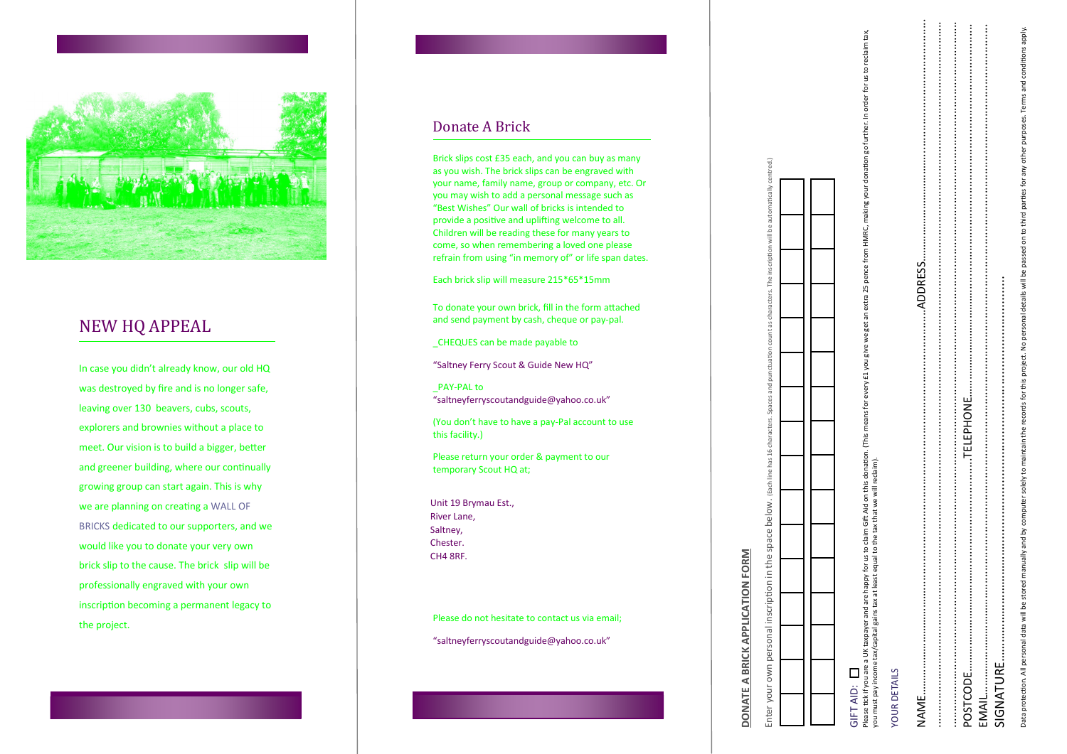## NEW HQ APPEAL

In case you didn't already know, our old HQ was destroyed by fire and is no longer safe, leaving over 130 beavers, cubs, scouts, explorers and brownies without a place to meet. Our vision is to build a bigger, better and greener building, where our continually growing group can start again. This is why we are planning on creating a WALL OF BRICKS dedicated to our supporters, and we would like you to donate your very own brick slip to the cause. The brick slip will be professionally engraved with your own inscription becoming a permanent legacy to the project.

## Donate A Brick

Brick slips cost £35 each, and you can buy as many as you wish. The brick slips can be engraved with your name, family name, group or company, etc. Or you may wish to add a personal message such as "Best Wishes" Our wall of bricks is intended to provide a positive and uplifting welcome to all. Children will be reading these for many years to come, so when remembering a loved one please refrain from using "in memory of" or life span dates.

Each brick slip will measure 215*65*15mm

To donate your own brick, fill in the form attached and send payment by cash, cheque or pay-pal.

_CHEQUES can be made payable to

"Saltney Ferry Scout & Guide New HQ"

_PAY-PAL to
"saltneyferryscoutandguide@yahoo.co.uk"

(You don't have to have a pay-Pal account to use this facility.)

Please return your order & payment to our temporary Scout HQ at;

Unit 19 Brymau Est.,
River Lane,
Saltney,
Chester.
CH4 8RF.

Please do not hesitate to contact us via email;

"saltneyferryscoutandguide@yahoo.co.uk"

## DONATE A BRICK APPLICATION FORM

Enter your own personal inscription in the space below. (Each line has 16 characters. Spaces and punctuation count as characters. The inscription will be automatically centred.)

| | | | | | | | | | | | | | | | |
|---|---|---|---|---|---|---|---|---|---|---|---|---|---|---|---|
| | | | | | | | | | | | | | | | |
| | | | | | | | | | | | | | | | |

GIFT AID: ☐

Please tick if you are a UK taxpayer and are happy for us to claim Gift Aid on this donation. (This means for every £1 you give we get an extra 25 pence from HMRC, making your donation go further. In order for us to reclaim tax, you must pay income tax/capital gains tax at least equal to the tax that we will reclaim).

YOUR DETAILS

NAME.......................................................................ADDRESS.......................................................................

..............................................................................................................................................................

POSTCODE.......................................................TELEPHONE.......................................................................

EMAIL.........................................................................................................................................................

SIGNATURE.....................................................................

Data protection. All personal data will be stored manually and by computer solely to maintain the records for this project. No personal details will be passed on to third parties for any other purposes. Terms and conditions apply.